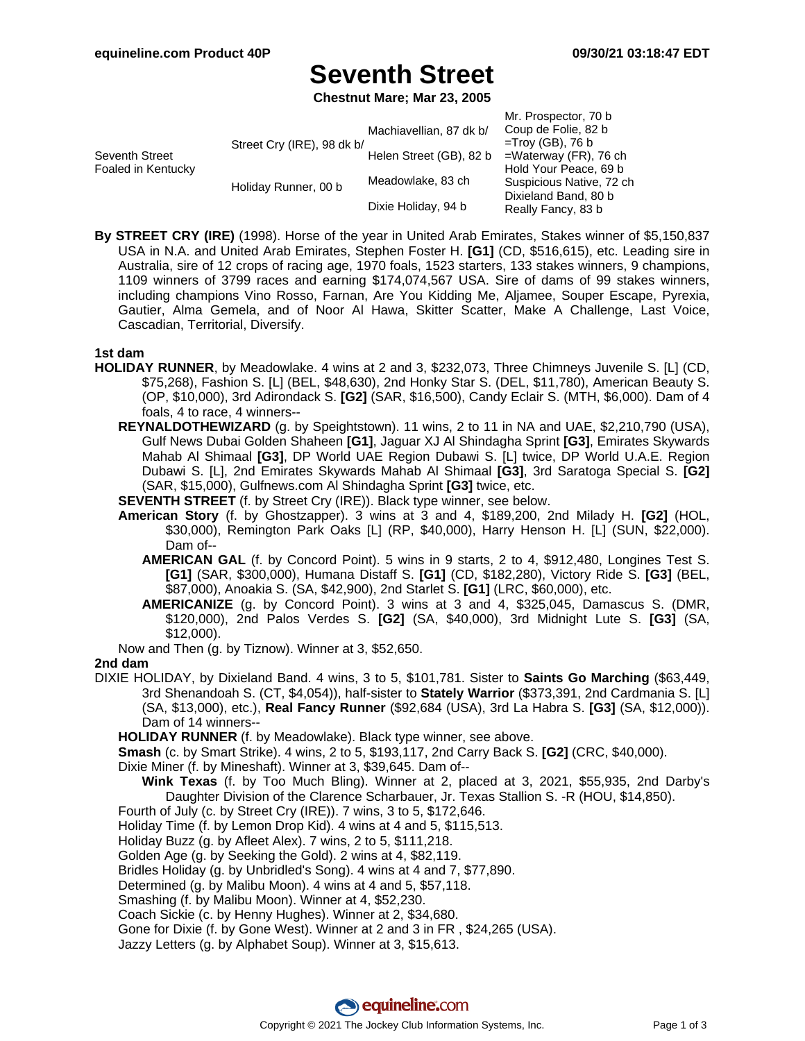# Seventh Street

**Chestnut Mare; Mar 23, 2005**

| | | | |
|---|---|---|---|
| Seventh Street Foaled in Kentucky | Street Cry (IRE), 98 dk b/ | Machiavellian, 87 dk b/ | Mr. Prospector, 70 b |
| | | | Coup de Folie, 82 b |
| | | Helen Street (GB), 82 b | =Troy (GB), 76 b |
| | | | =Waterway (FR), 76 ch |
| | Holiday Runner, 00 b | Meadowlake, 83 ch | Hold Your Peace, 69 b |
| | | | Suspicious Native, 72 ch |
| | | Dixie Holiday, 94 b | Dixieland Band, 80 b |
| | | | Really Fancy, 83 b |

**By STREET CRY (IRE)** (1998). Horse of the year in United Arab Emirates, Stakes winner of $5,150,837 USA in N.A. and United Arab Emirates, Stephen Foster H. **[G1]** (CD, $516,615), etc. Leading sire in Australia, sire of 12 crops of racing age, 1970 foals, 1523 starters, 133 stakes winners, 9 champions, 1109 winners of 3799 races and earning $174,074,567 USA. Sire of dams of 99 stakes winners, including champions Vino Rosso, Farnan, Are You Kidding Me, Aljamee, Souper Escape, Pyrexia, Gautier, Alma Gemela, and of Noor Al Hawa, Skitter Scatter, Make A Challenge, Last Voice, Cascadian, Territorial, Diversify.

### 1st dam

**HOLIDAY RUNNER**, by Meadowlake. 4 wins at 2 and 3, $232,073, Three Chimneys Juvenile S. [L] (CD, $75,268), Fashion S. [L] (BEL, $48,630), 2nd Honky Star S. (DEL, $11,780), American Beauty S. (OP, $10,000), 3rd Adirondack S. **[G2]** (SAR, $16,500), Candy Eclair S. (MTH, $6,000). Dam of 4 foals, 4 to race, 4 winners--

- **REYNALDOTHEWIZARD** (g. by Speightstown). 11 wins, 2 to 11 in NA and UAE, $2,210,790 (USA), Gulf News Dubai Golden Shaheen **[G1]**, Jaguar XJ Al Shindagha Sprint **[G3]**, Emirates Skywards Mahab Al Shimaal **[G3]**, DP World UAE Region Dubawi S. [L] twice, DP World U.A.E. Region Dubawi S. [L], 2nd Emirates Skywards Mahab Al Shimaal **[G3]**, 3rd Saratoga Special S. **[G2]** (SAR, $15,000), Gulfnews.com Al Shindagha Sprint **[G3]** twice, etc.
- **SEVENTH STREET** (f. by Street Cry (IRE)). Black type winner, see below.
- **American Story** (f. by Ghostzapper). 3 wins at 3 and 4, $189,200, 2nd Milady H. **[G2]** (HOL, $30,000), Remington Park Oaks [L] (RP, $40,000), Harry Henson H. [L] (SUN, $22,000). Dam of--
  - **AMERICAN GAL** (f. by Concord Point). 5 wins in 9 starts, 2 to 4, $912,480, Longines Test S. **[G1]** (SAR, $300,000), Humana Distaff S. **[G1]** (CD, $182,280), Victory Ride S. **[G3]** (BEL, $87,000), Anoakia S. (SA, $42,900), 2nd Starlet S. **[G1]** (LRC, $60,000), etc.
  - **AMERICANIZE** (g. by Concord Point). 3 wins at 3 and 4, $325,045, Damascus S. (DMR, $120,000), 2nd Palos Verdes S. **[G2]** (SA, $40,000), 3rd Midnight Lute S. **[G3]** (SA, $12,000).
- Now and Then (g. by Tiznow). Winner at 3, $52,650.

### 2nd dam

DIXIE HOLIDAY, by Dixieland Band. 4 wins, 3 to 5, $101,781. Sister to **Saints Go Marching** ($63,449, 3rd Shenandoah S. (CT, $4,054)), half-sister to **Stately Warrior** ($373,391, 2nd Cardmania S. [L] (SA, $13,000), etc.), **Real Fancy Runner** ($92,684 (USA), 3rd La Habra S. **[G3]** (SA, $12,000)). Dam of 14 winners--

- **HOLIDAY RUNNER** (f. by Meadowlake). Black type winner, see above.
- **Smash** (c. by Smart Strike). 4 wins, 2 to 5, $193,117, 2nd Carry Back S. **[G2]** (CRC, $40,000).
- Dixie Miner (f. by Mineshaft). Winner at 3, $39,645. Dam of--
  - **Wink Texas** (f. by Too Much Bling). Winner at 2, placed at 3, 2021, $55,935, 2nd Darby's Daughter Division of the Clarence Scharbauer, Jr. Texas Stallion S. -R (HOU, $14,850).
- Fourth of July (c. by Street Cry (IRE)). 7 wins, 3 to 5, $172,646.
- Holiday Time (f. by Lemon Drop Kid). 4 wins at 4 and 5, $115,513.
- Holiday Buzz (g. by Afleet Alex). 7 wins, 2 to 5, $111,218.
- Golden Age (g. by Seeking the Gold). 2 wins at 4, $82,119.
- Bridles Holiday (g. by Unbridled's Song). 4 wins at 4 and 7, $77,890.
- Determined (g. by Malibu Moon). 4 wins at 4 and 5, $57,118.
- Smashing (f. by Malibu Moon). Winner at 4, $52,230.
- Coach Sickie (c. by Henny Hughes). Winner at 2, $34,680.
- Gone for Dixie (f. by Gone West). Winner at 2 and 3 in FR , $24,265 (USA).
- Jazzy Letters (g. by Alphabet Soup). Winner at 3, $15,613.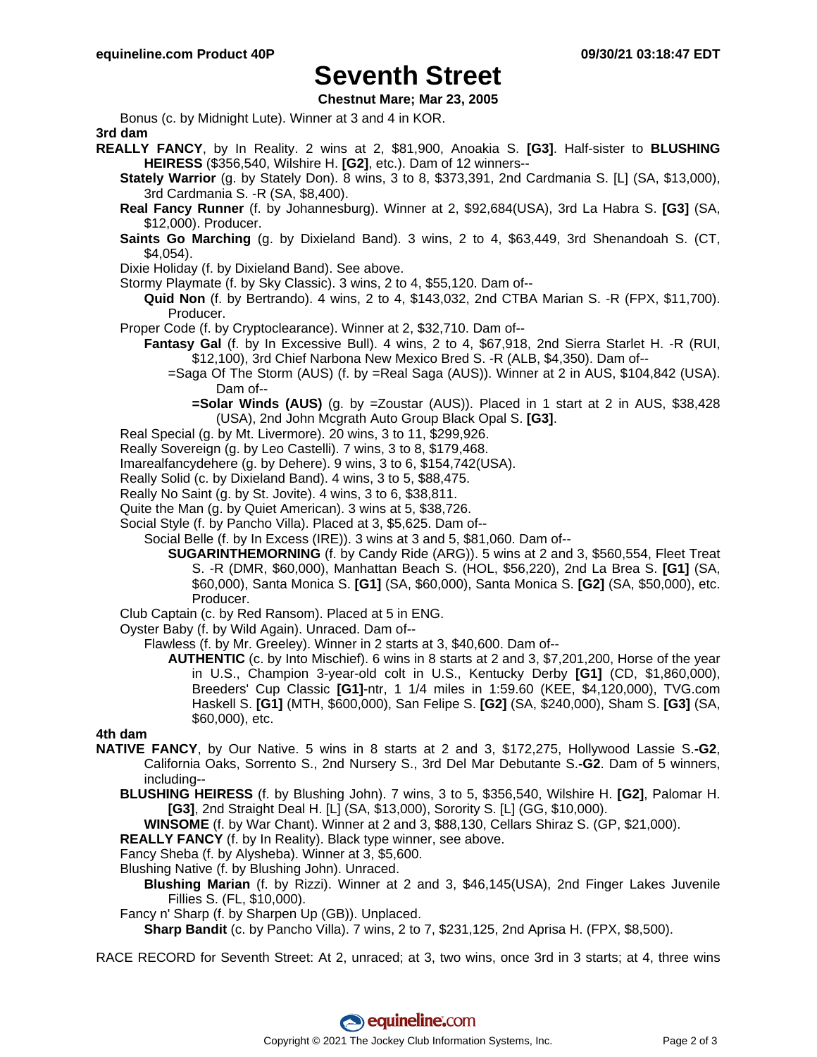# Seventh Street

**Chestnut Mare; Mar 23, 2005**

Bonus (c. by Midnight Lute). Winner at 3 and 4 in KOR.

**3rd dam**

**REALLY FANCY**, by In Reality. 2 wins at 2, $81,900, Anoakia S. **[G3]**. Half-sister to **BLUSHING HEIRESS** ($356,540, Wilshire H. **[G2]**, etc.). Dam of 12 winners--

- **Stately Warrior** (g. by Stately Don). 8 wins, 3 to 8, $373,391, 2nd Cardmania S. [L] (SA, $13,000), 3rd Cardmania S. -R (SA, $8,400).
- **Real Fancy Runner** (f. by Johannesburg). Winner at 2, $92,684(USA), 3rd La Habra S. **[G3]** (SA, $12,000). Producer.
- **Saints Go Marching** (g. by Dixieland Band). 3 wins, 2 to 4, $63,449, 3rd Shenandoah S. (CT, $4,054).
- Dixie Holiday (f. by Dixieland Band). See above.
- Stormy Playmate (f. by Sky Classic). 3 wins, 2 to 4, $55,120. Dam of--
  - **Quid Non** (f. by Bertrando). 4 wins, 2 to 4, $143,032, 2nd CTBA Marian S. -R (FPX, $11,700). Producer.
- Proper Code (f. by Cryptoclearance). Winner at 2, $32,710. Dam of--
  - **Fantasy Gal** (f. by In Excessive Bull). 4 wins, 2 to 4, $67,918, 2nd Sierra Starlet H. -R (RUI, $12,100), 3rd Chief Narbona New Mexico Bred S. -R (ALB, $4,350). Dam of--
    - =Saga Of The Storm (AUS) (f. by =Real Saga (AUS)). Winner at 2 in AUS, $104,842 (USA). Dam of--
      - **=Solar Winds (AUS)** (g. by =Zoustar (AUS)). Placed in 1 start at 2 in AUS, $38,428 (USA), 2nd John Mcgrath Auto Group Black Opal S. **[G3]**.
- Real Special (g. by Mt. Livermore). 20 wins, 3 to 11, $299,926.
- Really Sovereign (g. by Leo Castelli). 7 wins, 3 to 8, $179,468.
- Imarealfancydehere (g. by Dehere). 9 wins, 3 to 6, $154,742(USA).
- Really Solid (c. by Dixieland Band). 4 wins, 3 to 5, $88,475.
- Really No Saint (g. by St. Jovite). 4 wins, 3 to 6, $38,811.
- Quite the Man (g. by Quiet American). 3 wins at 5, $38,726.
- Social Style (f. by Pancho Villa). Placed at 3, $5,625. Dam of--
  - Social Belle (f. by In Excess (IRE)). 3 wins at 3 and 5, $81,060. Dam of--
    - **SUGARINTHEMORNING** (f. by Candy Ride (ARG)). 5 wins at 2 and 3, $560,554, Fleet Treat S. -R (DMR, $60,000), Manhattan Beach S. (HOL, $56,220), 2nd La Brea S. **[G1]** (SA, $60,000), Santa Monica S. **[G1]** (SA, $60,000), Santa Monica S. **[G2]** (SA, $50,000), etc. Producer.
- Club Captain (c. by Red Ransom). Placed at 5 in ENG.
- Oyster Baby (f. by Wild Again). Unraced. Dam of--
  - Flawless (f. by Mr. Greeley). Winner in 2 starts at 3, $40,600. Dam of--
    - **AUTHENTIC** (c. by Into Mischief). 6 wins in 8 starts at 2 and 3, $7,201,200, Horse of the year in U.S., Champion 3-year-old colt in U.S., Kentucky Derby **[G1]** (CD, $1,860,000), Breeders' Cup Classic **[G1]**-ntr, 1 1/4 miles in 1:59.60 (KEE, $4,120,000), TVG.com Haskell S. **[G1]** (MTH, $600,000), San Felipe S. **[G2]** (SA, $240,000), Sham S. **[G3]** (SA, $60,000), etc.

**4th dam**

**NATIVE FANCY**, by Our Native. 5 wins in 8 starts at 2 and 3, $172,275, Hollywood Lassie S.**-G2**, California Oaks, Sorrento S., 2nd Nursery S., 3rd Del Mar Debutante S.**-G2**. Dam of 5 winners, including--

- **BLUSHING HEIRESS** (f. by Blushing John). 7 wins, 3 to 5, $356,540, Wilshire H. **[G2]**, Palomar H. **[G3]**, 2nd Straight Deal H. [L] (SA, $13,000), Sorority S. [L] (GG, $10,000).
  - **WINSOME** (f. by War Chant). Winner at 2 and 3, $88,130, Cellars Shiraz S. (GP, $21,000).
- **REALLY FANCY** (f. by In Reality). Black type winner, see above.
- Fancy Sheba (f. by Alysheba). Winner at 3, $5,600.
- Blushing Native (f. by Blushing John). Unraced.
  - **Blushing Marian** (f. by Rizzi). Winner at 2 and 3, $46,145(USA), 2nd Finger Lakes Juvenile Fillies S. (FL, $10,000).
- Fancy n' Sharp (f. by Sharpen Up (GB)). Unplaced.
  - **Sharp Bandit** (c. by Pancho Villa). 7 wins, 2 to 7, $231,125, 2nd Aprisa H. (FPX, $8,500).

RACE RECORD for Seventh Street: At 2, unraced; at 3, two wins, once 3rd in 3 starts; at 4, three wins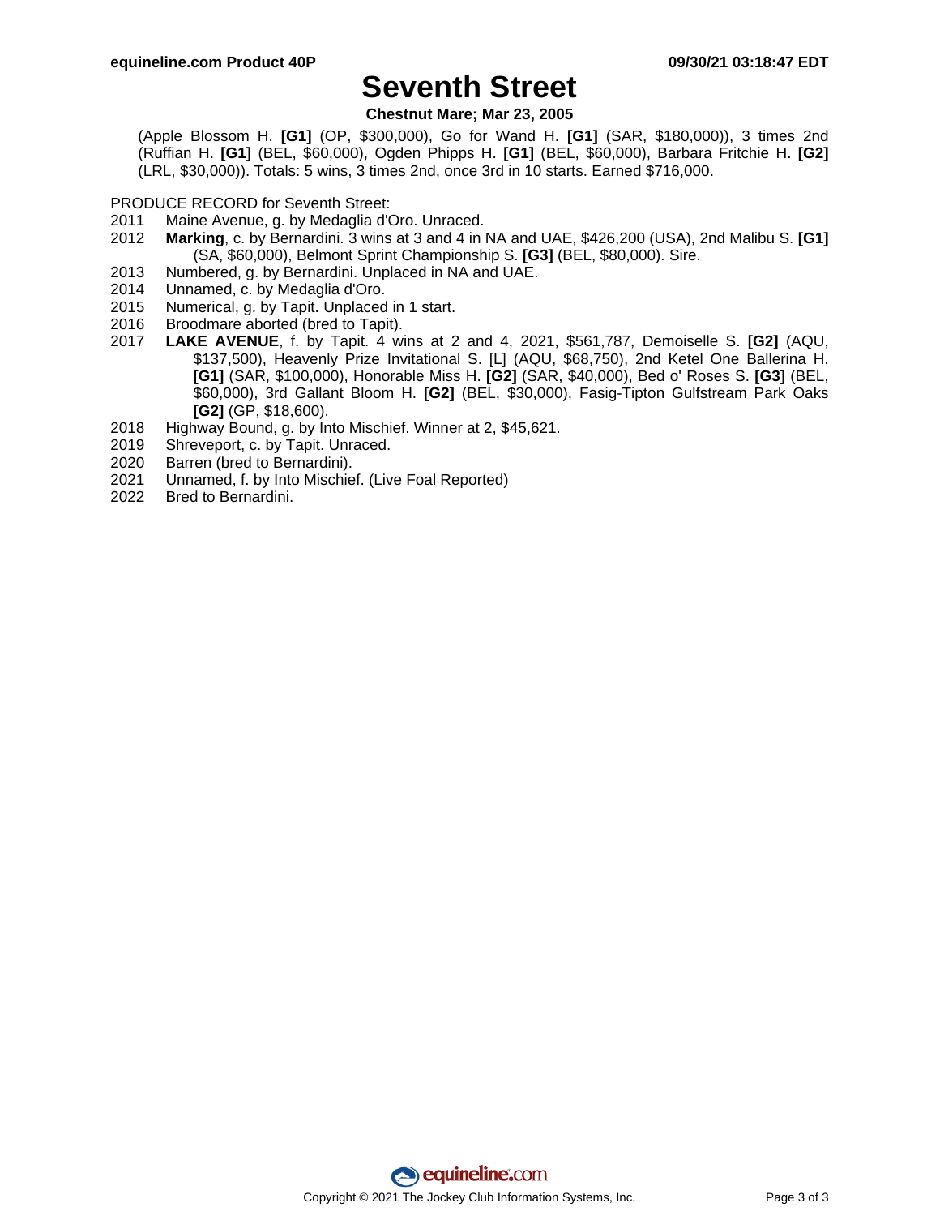# Seventh Street

**Chestnut Mare; Mar 23, 2005**

(Apple Blossom H. **[G1]** (OP, $300,000), Go for Wand H. **[G1]** (SAR, $180,000)), 3 times 2nd (Ruffian H. **[G1]** (BEL, $60,000), Ogden Phipps H. **[G1]** (BEL, $60,000), Barbara Fritchie H. **[G2]** (LRL, $30,000)). Totals: 5 wins, 3 times 2nd, once 3rd in 10 starts. Earned $716,000.

PRODUCE RECORD for Seventh Street:

2011 Maine Avenue, g. by Medaglia d'Oro. Unraced.

2012 **Marking**, c. by Bernardini. 3 wins at 3 and 4 in NA and UAE, $426,200 (USA), 2nd Malibu S. **[G1]** (SA, $60,000), Belmont Sprint Championship S. **[G3]** (BEL, $80,000). Sire.

2013 Numbered, g. by Bernardini. Unplaced in NA and UAE.

2014 Unnamed, c. by Medaglia d'Oro.

2015 Numerical, g. by Tapit. Unplaced in 1 start.

2016 Broodmare aborted (bred to Tapit).

2017 **LAKE AVENUE**, f. by Tapit. 4 wins at 2 and 4, 2021, $561,787, Demoiselle S. **[G2]** (AQU, $137,500), Heavenly Prize Invitational S. [L] (AQU, $68,750), 2nd Ketel One Ballerina H. **[G1]** (SAR, $100,000), Honorable Miss H. **[G2]** (SAR, $40,000), Bed o' Roses S. **[G3]** (BEL, $60,000), 3rd Gallant Bloom H. **[G2]** (BEL, $30,000), Fasig-Tipton Gulfstream Park Oaks **[G2]** (GP, $18,600).

2018 Highway Bound, g. by Into Mischief. Winner at 2, $45,621.

2019 Shreveport, c. by Tapit. Unraced.

2020 Barren (bred to Bernardini).

2021 Unnamed, f. by Into Mischief. (Live Foal Reported)

2022 Bred to Bernardini.